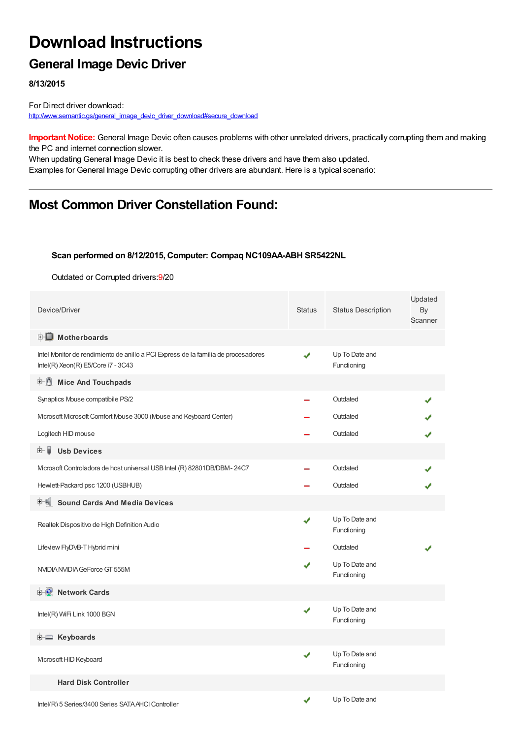# Download Instructions

## General Image Devic Driver

**8/13/2015**

For Direct driver download:
http://www.semantic.gs/general_image_devic_driver_download#secure_download

**Important Notice:** General Image Devic often causes problems with other unrelated drivers, practically corrupting them and making the PC and internet connection slower.
When updating General Image Devic it is best to check these drivers and have them also updated.
Examples for General Image Devic corrupting other drivers are abundant. Here is a typical scenario:

---

## Most Common Driver Constellation Found:

**Scan performed on 8/12/2015, Computer: Compaq NC109AA-ABH SR5422NL**

Outdated or Corrupted drivers:9/20

| Device/Driver | Status | Status Description | Updated By Scanner |
|---|---|---|---|
| **Motherboards** | | | |
| Intel Monitor de rendimiento de anillo a PCI Express de la familia de procesadores Intel(R) Xeon(R) E5/Core i7 - 3C43 | ✔ | Up To Date and Functioning | |
| **Mice And Touchpads** | | | |
| Synaptics Mouse compatibile PS/2 | – | Outdated | ✔ |
| Microsoft Microsoft Comfort Mouse 3000 (Mouse and Keyboard Center) | – | Outdated | ✔ |
| Logitech HID mouse | – | Outdated | ✔ |
| **Usb Devices** | | | |
| Microsoft Controladora de host universal USB Intel (R) 82801DB/DBM - 24C7 | – | Outdated | ✔ |
| Hewlett-Packard psc 1200 (USBHUB) | – | Outdated | ✔ |
| **Sound Cards And Media Devices** | | | |
| Realtek Dispositivo de High Definition Audio | ✔ | Up To Date and Functioning | |
| Lifeview FlyDVB-T Hybrid mini | – | Outdated | ✔ |
| NVIDIA NVIDIA GeForce GT 555M | ✔ | Up To Date and Functioning | |
| **Network Cards** | | | |
| Intel(R) WiFi Link 1000 BGN | ✔ | Up To Date and Functioning | |
| **Keyboards** | | | |
| Microsoft HID Keyboard | ✔ | Up To Date and Functioning | |
| **Hard Disk Controller** | | | |
| Intel(R) 5 Series/3400 Series SATA AHCI Controller | ✔ | Up To Date and | |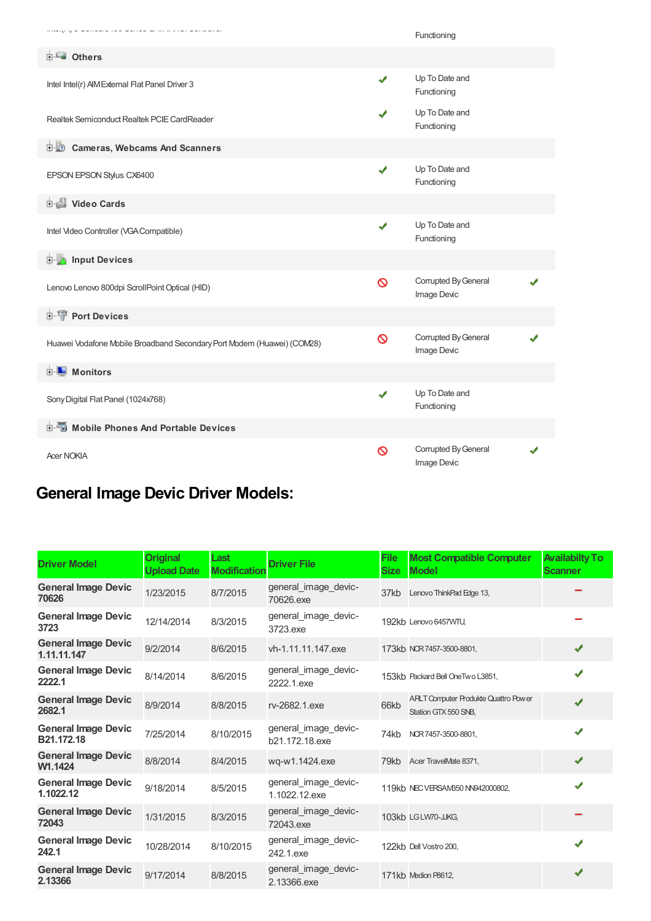| | | |
|---|---|---|
| Intel(R) 5 Series/3400 Series Chipset Family SATA AHCI Controller | | Functioning |
| **Others** | | |
| Intel Intel(r) AIM External Flat Panel Driver 3 | ✔ | Up To Date and Functioning |
| Realtek Semiconduct Realtek PCIE CardReader | ✔ | Up To Date and Functioning |
| **Cameras, Webcams And Scanners** | | |
| EPSON EPSON Stylus CX6400 | ✔ | Up To Date and Functioning |
| **Video Cards** | | |
| Intel Video Controller (VGA Compatible) | ✔ | Up To Date and Functioning |
| **Input Devices** | | |
| Lenovo Lenovo 800dpi ScrollPoint Optical (HID) | 🚫 | Corrupted By General Image Devic ✔ |
| **Port Devices** | | |
| Huawei Vodafone Mobile Broadband Secondary Port Modem (Huawei) (COM28) | 🚫 | Corrupted By General Image Devic ✔ |
| **Monitors** | | |
| Sony Digital Flat Panel (1024x768) | ✔ | Up To Date and Functioning |
| **Mobile Phones And Portable Devices** | | |
| Acer NOKIA | 🚫 | Corrupted By General Image Devic ✔ |

## General Image Devic Driver Models:

| Driver Model | Original Upload Date | Last Modification | Driver File | File Size | Most Compatible Computer Model | Availabilty To Scanner |
|---|---|---|---|---|---|---|
| **General Image Devic 70626** | 1/23/2015 | 8/7/2015 | general_image_devic-70626.exe | 37kb | Lenovo ThinkPad Edge 13, | − |
| **General Image Devic 3723** | 12/14/2014 | 8/3/2015 | general_image_devic-3723.exe | 192kb | Lenovo 6457WTU, | − |
| **General Image Devic 1.11.11.147** | 9/2/2014 | 8/6/2015 | vh-1.11.11.147.exe | 173kb | NCR 7457-3500-8801, | ✔ |
| **General Image Devic 2222.1** | 8/14/2014 | 8/6/2015 | general_image_devic-2222.1.exe | 153kb | Packard Bell OneTwo L3851, | ✔ |
| **General Image Devic 2682.1** | 8/9/2014 | 8/8/2015 | rv-2682.1.exe | 66kb | ARLT Computer Produkte Quattro Power Station GTX 550 SNB, | ✔ |
| **General Image Devic B21.172.18** | 7/25/2014 | 8/10/2015 | general_image_devic-b21.172.18.exe | 74kb | NCR 7457-3500-8801, | ✔ |
| **General Image Devic W1.1424** | 8/8/2014 | 8/4/2015 | wq-w1.1424.exe | 79kb | Acer TravelMate 8371, | ✔ |
| **General Image Devic 1.1022.12** | 9/18/2014 | 8/5/2015 | general_image_devic-1.1022.12.exe | 119kb | NEC VERSAM350 NN942000802, | ✔ |
| **General Image Devic 72043** | 1/31/2015 | 8/3/2015 | general_image_devic-72043.exe | 103kb | LG LW70-JJKG, | − |
| **General Image Devic 242.1** | 10/28/2014 | 8/10/2015 | general_image_devic-242.1.exe | 122kb | Dell Vostro 200, | ✔ |
| **General Image Devic 2.13366** | 9/17/2014 | 8/8/2015 | general_image_devic-2.13366.exe | 171kb | Medion P8612, | ✔ |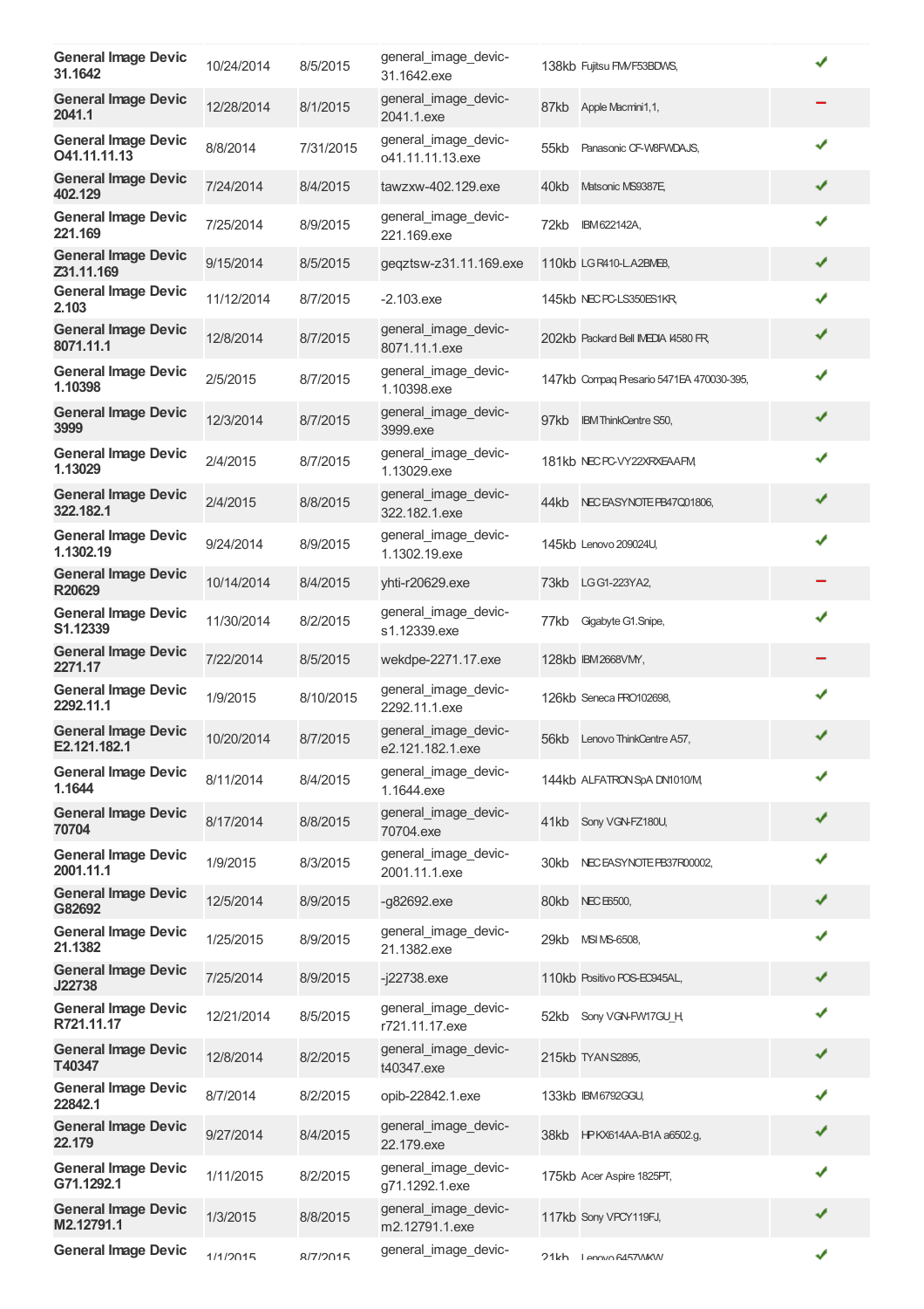| | | | | | | |
|---|---|---|---|---|---|---|
| **General Image Devic 31.1642** | 10/24/2014 | 8/5/2015 | general_image_devic-31.1642.exe | 138kb | Fujitsu FMVF53BDWS, | ✔ |
| **General Image Devic 2041.1** | 12/28/2014 | 8/1/2015 | general_image_devic-2041.1.exe | 87kb | Apple Macmini1,1, | – |
| **General Image Devic O41.11.11.13** | 8/8/2014 | 7/31/2015 | general_image_devic-o41.11.11.13.exe | 55kb | Panasonic CF-W8FWDAJS, | ✔ |
| **General Image Devic 402.129** | 7/24/2014 | 8/4/2015 | tawzxw-402.129.exe | 40kb | Matsonic MS9387E, | ✔ |
| **General Image Devic 221.169** | 7/25/2014 | 8/9/2015 | general_image_devic-221.169.exe | 72kb | IBM 622142A, | ✔ |
| **General Image Devic Z31.11.169** | 9/15/2014 | 8/5/2015 | geqztsw-z31.11.169.exe | 110kb | LG R410-L.A2BMEB, | ✔ |
| **General Image Devic 2.103** | 11/12/2014 | 8/7/2015 | -2.103.exe | 145kb | NEC PC-LS350ES1KR, | ✔ |
| **General Image Devic 8071.11.1** | 12/8/2014 | 8/7/2015 | general_image_devic-8071.11.1.exe | 202kb | Packard Bell IMEDIA I4580 FR, | ✔ |
| **General Image Devic 1.10398** | 2/5/2015 | 8/7/2015 | general_image_devic-1.10398.exe | 147kb | Compaq Presario 5471EA 470030-395, | ✔ |
| **General Image Devic 3999** | 12/3/2014 | 8/7/2015 | general_image_devic-3999.exe | 97kb | IBM ThinkCentre S50, | ✔ |
| **General Image Devic 1.13029** | 2/4/2015 | 8/7/2015 | general_image_devic-1.13029.exe | 181kb | NEC PC-VY22XRXEAAFM, | ✔ |
| **General Image Devic 322.182.1** | 2/4/2015 | 8/8/2015 | general_image_devic-322.182.1.exe | 44kb | NEC EASYNOTE PB47Q01806, | ✔ |
| **General Image Devic 1.1302.19** | 9/24/2014 | 8/9/2015 | general_image_devic-1.1302.19.exe | 145kb | Lenovo 209024U, | ✔ |
| **General Image Devic R20629** | 10/14/2014 | 8/4/2015 | yhti-r20629.exe | 73kb | LG G1-223YA2, | – |
| **General Image Devic S1.12339** | 11/30/2014 | 8/2/2015 | general_image_devic-s1.12339.exe | 77kb | Gigabyte G1.Snipe, | ✔ |
| **General Image Devic 2271.17** | 7/22/2014 | 8/5/2015 | wekdpe-2271.17.exe | 128kb | IBM 2668VMY, | – |
| **General Image Devic 2292.11.1** | 1/9/2015 | 8/10/2015 | general_image_devic-2292.11.1.exe | 126kb | Seneca PRO102698, | ✔ |
| **General Image Devic E2.121.182.1** | 10/20/2014 | 8/7/2015 | general_image_devic-e2.121.182.1.exe | 56kb | Lenovo ThinkCentre A57, | ✔ |
| **General Image Devic 1.1644** | 8/11/2014 | 8/4/2015 | general_image_devic-1.1644.exe | 144kb | ALFATRON SpA DN1010/M, | ✔ |
| **General Image Devic 70704** | 8/17/2014 | 8/8/2015 | general_image_devic-70704.exe | 41kb | Sony VGN-FZ180U, | ✔ |
| **General Image Devic 2001.11.1** | 1/9/2015 | 8/3/2015 | general_image_devic-2001.11.1.exe | 30kb | NEC EASYNOTE PB37R00002, | ✔ |
| **General Image Devic G82692** | 12/5/2014 | 8/9/2015 | -g82692.exe | 80kb | NEC E6500, | ✔ |
| **General Image Devic 21.1382** | 1/25/2015 | 8/9/2015 | general_image_devic-21.1382.exe | 29kb | MSI MS-6508, | ✔ |
| **General Image Devic J22738** | 7/25/2014 | 8/9/2015 | -j22738.exe | 110kb | Positivo POS-EC945AL, | ✔ |
| **General Image Devic R721.11.17** | 12/21/2014 | 8/5/2015 | general_image_devic-r721.11.17.exe | 52kb | Sony VGN-FW17GU_H, | ✔ |
| **General Image Devic T40347** | 12/8/2014 | 8/2/2015 | general_image_devic-t40347.exe | 215kb | TYAN S2895, | ✔ |
| **General Image Devic 22842.1** | 8/7/2014 | 8/2/2015 | opib-22842.1.exe | 133kb | IBM 6792GGU, | ✔ |
| **General Image Devic 22.179** | 9/27/2014 | 8/4/2015 | general_image_devic-22.179.exe | 38kb | HP KX614AA-B1A a6502.g, | ✔ |
| **General Image Devic G71.1292.1** | 1/11/2015 | 8/2/2015 | general_image_devic-g71.1292.1.exe | 175kb | Acer Aspire 1825PT, | ✔ |
| **General Image Devic M2.12791.1** | 1/3/2015 | 8/8/2015 | general_image_devic-m2.12791.1.exe | 117kb | Sony VPCY119FJ, | ✔ |
| **General Image Devic** | 1/1/2015 | 8/7/2015 | general_image_devic- | 21kb | Lenovo 6457WKW | ✔ |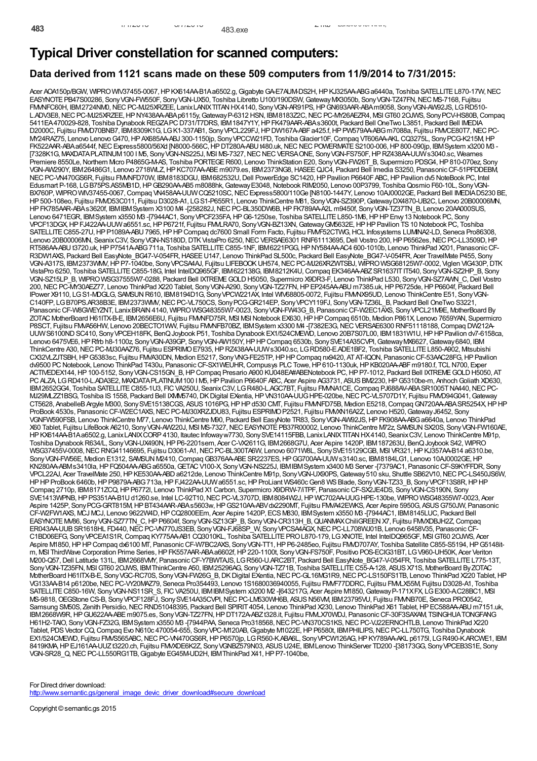483 483.exe

# Typical Driver constellation for scanned computers:

## Data derived from 1121 scans made on these 509 computers from 11/9/2014 to 7/31/2015:

Acer AOA150p/BGW, WIPRO WIV37455-0067, HP KX614AA-B1A a6502.g, Gigabyte GA-E7AUM-DS2H, HP KJ325AA-ABG a6440a, Toshiba SATELLITE L870-17W, NEC EASYNOTE PB47S00286, Sony VGN-FW550F, Sony VGN-UX50, Toshiba Libretto U100/190DSW, Gateway MX3050b, Sony VGN-TZ47FN, NEC MS-7168, Fujitsu FMVNFC60H, IBM 2724NM0, NEC PC-MJ25XRZEE, Lanix LANIX TITAN HX 4140, Sony VGN-AR91PS, HP GN693AAR-ABA m9058, Sony VGN-AW92JS, LG RD510-L.ADV3E8, NEC PC-MJ25XRZEE, HP NY438AA-ABA p6115y, Gateway P-6312 HSN, IBM 8183Z2C, NEC PC-MY26AEZR4, MSI GT60 2OJWS, Sony PCV-HS80B, Compaq 5411EA 470029-828, Toshiba Dynabook REGZA PC D731/T7DRS, IBM 1847Y1Y, HP FK479AAR-ABA s3600t, Packard Bell OneTwo L3851, Packard Bell IMEDIA D2000C, Fujitsu FMVD70BNB7, IBM 8309K1G, LG K1-337AB1, Sony VPCL229FJ, HP DW167A-ABF a425.f, HP PW579AA-ABG m7088a, Fujitsu FMVCE80T7, NEC PC-MY24RAZ75, Lenovo Lenovo G470, HP AX685AA-ABJ 300-1150jp, Sony VPCCW21FD, Toshiba Glacier10F, Compaq VT606AA-AKL CQ3275L, Sony PCG-K215M, HP FK522AAR-ABA a6544f, NEC Express5800/56Xd [N8000-566C, HP DT280A-ABU t480.uk, NEC NEC POWERMATE S2100-006, HP 800-090jp, IBM System x3200 M3 -[7328K1G, MAXDATA PLATINUM 100 I M5, Sony VGN-NS225J, MSI MS-7327, NEC NEC VERSA ONE, Sony VGN-FS750F, HP RZ438AA-UUW s3040.sc, Wearnes Premiere 8550Le, Northern Micro P4865G-M-AS, Toshiba PORTEGE R600, Lenovo ThinkStation E20, Sony VGN-FW26T_B, Supermicro PDSG4, HP 810-070ez, Sony VGN-AW290Y, IBM 26486G1, Lenovo 2718WLZ, HP KC707AA-ABE m9079.es, IBM 2373NG8, HASEE QJC4, Packard Bell Imedia S3250, Panasonic CF-51PFDDEBM, NEC PC-VN470GS6R, Fujitsu FMVNFD70W, IBM 8183DGU, IBM 682532U, Dell PowerEdge SC1420, HP Pavilion P6640F ABC, HP Pavilion dv5 NoteBook PC, Intel Edusmart P-168, LG B75PS.AS5MB1D, HP GB290AA-AB5 m8088hk, Gateway E3048, Notebook RIM2050, Lenovo 00P3799, Toshiba Qosmio F60-10L, Sony VGN-BX760P, WIPRO WIV37455-0067, Compaq VN458AA-UUW CQ5210SC, NEC Express5800/110Ge [N8100-1447Y, Lenovo 10AJ0002GE, Packard Bell IMEDIA D5230 BE, HP 500-108eo, Fujitsu FMVD53C011, Fujitsu D3028-A1, LG S1-P655R1, Lenovo ThinkCentre M81, Sony VGN-SZ390P, Gateway DX4870-UB2C, Lenovo 20B00006MN, HP FK785AAR-ABA s3620f, IBM IBM System X3100 M4 -[258282J, NEC PC-BL350DW6B, HP FK789AA-A2L m9450f, Sony VGN-TZ37TN_B, Lenovo 20AA000SUS, Lenovo 6471EGR, IBM System x3550 M3 -[7944AC1, Sony VPCF235FA, HP G6-1250se, Toshiba SATELLITE L850-1M6, HP Envy 13 Notebook PC, Sony VPCF13DGX, HP FJ422AA-UUW a6551.sc, HP P6721f, Fujitsu FMVLRA70, Sony VGN-BZ13XN, Gateway GM5632E, HP Pavilion TS 10 Notebook PC, Toshiba SATELLITE C855-27U, HP P1089A-ABU 7965, HP HP Compaq dc7600 Small Form Factor, Fujitsu FMVF52CTWG, HCL Infosystems LUMINA2-LD, Seneca Pro86308, Lenovo 20B00006MN, Seanix C3V, Sony VGN-NS180D, DTK VistaPro 6250, NEC VERSAE6301 RNF61113695, Dell Vostro 200, HP P6562es, NEC PC-LL3509D, HP RT586AA-ABU t3720.uk, HP P7541A-ABG 711a, Toshiba SATELLITE C855-1NF, IBM 6221PGG, HP NY584AA-AC4 600-1010b, Lenovo ThinkPad X201, Panasonic CF-R3DW1AXS, Packard Bell EasyNote_BG47-V-054FR, HASEE U147, Lenovo ThinkPad SL500c, Packard Bell EasyNote_BG47-V-054FR, Acer TravelMate P455, Sony VGN-A317S, IBM 2373WMV, HP P7-1040be, Sony VPCSA4AJ, Fujitsu LIFEBOOK UH574, NEC PC-MJ26XRZWTSBJ, WIPRO WSG68125W7-0002, Viglen VIG430P, DTK VistaPro 6250, Toshiba SATELLITE C855-18G, Intel IntelDQ965GF, IBM 622138G, IBM 8212K4U, Compaq EK346AA-ABZ SR1637IT IT540, Sony VGN-SZ2HP_B, Sony VGN-SZ15LP_B, WIPRO WSG37555W7-0288, Packard Bell IXTREME GOLD H5050, Supermicro X9DR3-F, Lenovo ThinkPad L530, Sony VGN-SZ7AWN_C, Dell Vostro 200, NEC PC-MY30AEZ77, Lenovo ThinkPad X220 Tablet, Sony VGN-A290, Sony VGN-TZ27FN, HP EP245AA-ABU m7385.uk, HP P6725de, HP P6604f, Packard Bell IPower X9110, LG S1-MDGLG, SAMSUN R610, IBM 8194D1G, Sony VPCW221AX, Intel WIV68805-0072, Fujitsu FMVNX95UD, Lenovo ThinkCentre E51, Sony VGN-C140FP, LG B70PS.AR38B3E, IBM 2373WMV, NEC PC-VL750CS, Sony PCG-GR214EP, Sony VPCY119FJ, Sony VGN-TZ36L_B, Packard Bell OneTwo S3221, Panasonic CF-W8GWEYZNT, Lanix BRAIN 4140, WIPRO WSG48355W7-0023, Sony VGN-FW43G_B, Panasonic CF-W2EC1AXS, Sony VPCL21M9E, MotherBoard By ZOTAC MotherBoard H61ITX-B-E, IBM 2656E6U, Fujitsu FMVNFD75R, MSI MSI Notebook EX630, HP HP Compaq 6510b, Medion P861X, Lenovo 7659YAN, Supermicro P8SCT, Fujitsu FMVA56HW, Lenovo 20BECTO1WW, Fujitsu FMVNFB70BZ, IBM System x3300 M4 -[7382E3G, NEC VERSAE6300 RNF51118188, Compaq DW212A-UUW S6100ND SC410, Sony VPCEH18FK, BenQ Joybook P51, Toshiba Dynabook EX1/524CMEWD, Lenovo 20B7S07L00, IBM 1831W1U, HP HP Pavilion dv7-6158ca, Lenovo 6475VE6, HP Rfrb h8-1100z, Sony VGN-A39GP, Sony VGN-AW150Y, HP HP Compaq 6530b, Sony SVE14A35CVPI, Gateway MX6627, Gateway 6840, IBM ThinkCentre A30, NEC PC-MJ30AAZ76, Fujitsu ESPRIMO E7935, HP RZ438AA-UUW s3040.sc, LG RD580-E.ADE1BF2, Toshiba SATELLITE L850-A902, Mitsubishi CX32VLZJTSBH, HP G5383sc, Fujitsu FMVA30DN, Medion E5217, Sony VNG-FE25TP, HP HP Compaq nx9420, AT AT-IQON, Panasonic CF-53AAC28FG, HP Pavilion dv9500 PC Notebook, Lenovo ThinkPad T430u, Panasonic CF-SX1WEUHR, Compusys PLC Towe, HP 610-1130uk, HP KB020AA-ABF m9180.f, TCL N700, Exper ACTIVEDEX144, HP 100-5152, Sony VGN-CS15GN_B, HP Compaq Presario A900 KU048EA#ABENotebook PC, HP P7-1012, Packard Bell IXTREME GOLD H5050, AT PC ALZA, LG RD410-L.ADA3E2, MAXDATA PLATINUM 100 I M5, HP Pavilion P6640F ABC, Acer Aspire AG3731, ASUS BM2230, HP G5310be-m, Anhoch Goliath XD630, IBM 2652GG4, Toshiba SATELLITE C855-1U3, FIC VA250U, Seanix C3V, LG R480-L.AGC7BT, Fujitsu FMVNA1CE, Compaq PJ688AV-ABA SR1005T NA440, NEC PC-MJ29MLZZ1BSG, Toshiba IS 1558, Packard Bell IXMM5740, DK Digital EXentia, HP VN310AA-UUG HPE-020be, NEC PC-VL5707D1Y, Fujitsu FMVD94G041, Gateway CT5628, AnabelleB Argyle M300, Sony SVE15138CGS, ASUS 1016PG, HP HP d530 CMT, Fujitsu FMVNFD75B, Medion E5218, Compaq GN720AA-ABA SR5254X, HP HP ProBook 4530s, Panasonic CF-W2EC1AXS, NEC PC-MJ30XRZJDU83, Fujitsu ESPRIMO P2521, Fujitsu FMVXN16A2Z, Lenovo H520, Gateway J6452, Sony VGNFW590FSB, Lenovo ThinkCentre M77, Lenovo ThinkCentre M90, Packard Bell EasyNote TR83, Sony VGN-AW92JS, HP FK908AA-ABG a6640a, Lenovo ThinkPad X60 Tablet, Fujitsu LifeBook A6210, Sony VGN-AW220J, MSI MS-7327, NEC EASYNOTE PB37R00002, Lenovo ThinkCentre M72z, SAMSUN SX20S, Sony VGN-FW160AE, HP KX614AA-B1A a6502.g, Lanix LANIX CORP 4130, Itautec Infoway w7730, Sony SVE14115FBB, Lanix LANIX TITAN HX 4140, Seanix C3V, Lenovo ThinkCentre M91p, Toshiba Dynabook R634/L, Sony VGN-UX490N, HP P6-2201sem, Acer C-VX2611G, IBM 2668G7U, Acer Aspire 1420P, IBM 187263U, BenQ Joybook S42, WIPRO WSG37455V-0008, NEC RNG41146695, Fujitsu D3061-A1, NEC PC-BL300TA6W, Lenovo 6071W8L, Sony SVE15129CGB, MSI VR321, HP KJ357AA-B14 a6310.be, Sony VGN-FW56E, Medion E1312, SAMSUN M2410, Compaq GB376AA-ABE SR2237ES, HP GG700AA-UUW s3140.sc, IBM 8184LG1, Lenovo 10AJ0002GE, HP KN280AA-ABM s3410la, HP FQ504AA-ABG a6550a, GETAC V100-X, Sony VGN-NS225J, IBM IBM System x3400 M3 Server -[7379AC1, Panasonic CF-S9KYFFDR, Sony VPCL22AJ, Acer TravelMate 250, HP KE530AA-ABD a6212de, Lenovo ThinkCentre M91p, Sony VGN-UX90PS, Gateway 510 sku, Shuttle SB62V10, NEC PC-LS450JS6W, HP HP ProBook 6460b, HP P9879A-ABG 713a, HP FJ422AA-UUW a6551.sc, HP ProLiant WS460c Gen8 WS Blade, Sony VGN-TZ33_B, Sony VPCF13S8R, HP HP Compaq 2710p, IBM 8171ZCQ, HP P6772l, Lenovo ThinkPad X1 Carbon, Supermicro X9DRW-7/iTPF, Panasonic CF-SX2JE4DS, Sony VGN-CS190N, Sony SVE1413WPNB, HP PS351AA-B1U d1260.se, Intel LC-92T10, NEC PC-VL3707D, IBM 8084W2J, HP WC702AA-UUG HPE-130be, WIPRO WSG48355W7-0023, Acer Aspire 1425P, Sony PCG-GRT815M, HP BT434AAR-ABA s5603w, HP GS210AA-ABV dx2290MT, Fujitsu FMVA42EWKS, Acer Aspire 5950G, ASUS G750JW, Panasonic CF-W2FW1AXS, MCJ MCJ, Lenovo 9622W4D, HP CQ2800EEm, Acer Aspire 1420P, ECS M830, IBM System x3550 M3 -[7944AC1, IBM 8145LUC, Packard Bell EASYNOTE MX86, Sony VGN-SZ77TN_C, HP P6604f, Sony VGN-SZ13GP_B, Sony VGN-CR313H_B, QUANMAX ChiliGREEN X7, Fujitsu FMVXDBJH2Z, Compaq ER043AA-UUB SR1618HL FD440, NEC PC-VN770JS3EB, Sony VGN-FJ68SP_W, Sony VPCSA4AGX, NEC PC-LL708WJ01B, Lenovo 6458V35, Panasonic CF-C1BD06EFG, Sony VPCEA1S1R, Compaq KY775AA-AB1 CQ3010KL, Toshiba SATELLITE PRO L870-179, LG XNOTE, Intel IntelDQ965GF, MSI GT60 2OJWS, Acer Aspire M1850, HP HP Compaq dx6100 MT, Panasonic CF-W7BC2AXS, Sony VGN-TT1, HP P6-2485eo, Fujitsu FMVD707AY, Toshiba Satellite C855-S5194, HP G5148it-m, MSI ThirdWave Corporation Prime Series, HP FK557AAR-ABA a6602f, HP 220-1100t, Sony VGN-FS750F, Positivo POS-ECIG31BT, LG V960-UH50K, Acer Veriton M200-Q57, Dell Latitude 131L, IBM 2668VMY, Panasonic CF-Y7BWTAJS, LG R560-U.ARC2BT, Packard Bell EasyNote_BG47-V-054FR, Toshiba SATELLITE L775-13T, Sony VGN-TZ35FN, MSI GT60 2OJWS, IBM ThinkCentre A50, IBM 25296AG, Sony VGN-TZ71B, Toshiba SATELLITE C55-A-128, ASUS X71S, MotherBoard By ZOTAC MotherBoard H61ITX-B-E, Sony VGC-RC70S, Sony VGN-FW26G_B, DK Digital EXentia, NEC PC-GL16MG1R9, NEC PC-LS150FS1TB, Lenovo ThinkPad X220 Tablet, HP VG133AA-B14 p6120be, NEC PC-VY20MAZ79, Seneca Pro354493, Lenovo 1S1680036940055, Fujitsu FMVF77DDRC, Fujitsu FMVLX55M, Fujitsu D3028-A1, Toshiba SATELLITE C850-16W, Sony VGN-NS11SR_S, FIC VA250U, IBM IBM System x3200 M2 -[643217G, Acer Aspire M1850, Gateway P-171X FX, LG E300-A.C28BC1, MSI MS-9818, OEGStone CS-B, Sony VPCF128FJ, Sony SVE14A35CVPI, NEC PC-LM530WH6B, ASUS N56VM, IBM 23795VU, Fujitsu FMVNB70E, Seneca PRO0542, Samsung SM50S, Zenith Persidio, NEC RND51048395, Packard Bell SPIRIT 4054, Lenovo ThinkPad X230, Lenovo ThinkPad X61 Tablet, HP EC588AA-ABU m7151.uk, IBM 2668W9R, HP GU622AA-ABE m9075.es, Sony VGN-TZ27FN, HP DT172A-ABZ t328.it, Fujitsu FMVLX70WDJ, Panasonic CF-30F3SAXAM, TSINGHUA TONGFANG H61H2-TAIO, Sony VGN-FZ32G, IBM System x3550 M3 -[7944PAA, Seneca Pro318568, NEC PC-VN370CS1KS, NEC PC-VJ22ERNCHTLB, Lenovo ThinkPad X220 Tablet, PDS Vector CQ, Compaq Evo N610c 470054-655, Sony VPC-M120AB, Gigabyte M1022E, HP P6580t, IBM PHILIPS, NEC PC-LL750TG, Toshiba Dynabook EX1/524CMEWD, Fujitsu FMVS565ABC, NEC PC-VN470GS6R, HP P6570jp, LG R560-K.ABA6L, Sony VPCW126AG, HP KY789AA-AKL p6175l, LG R490-K.ARCWE1, IBM 8419KMA, HP EJ161AA-UUZ t3220.ch, Fujitsu FMVXDE6K2Z, Sony VGNBZ579N03, ASUS U24E, IBM Lenovo ThinkServer TD200 -[38173GG, Sony VPCEB3S1E, Sony VGN-SR28_Q, NEC PC-LL550RG1TB, Gigabyte EG45M-UD2H, IBM ThinkPad X41, HP P7-1040be,

For Direct driver download:
http://www.semantic.gs/general_image_devic_driver_download#secure_download

Copyright © semantic.gs 2015